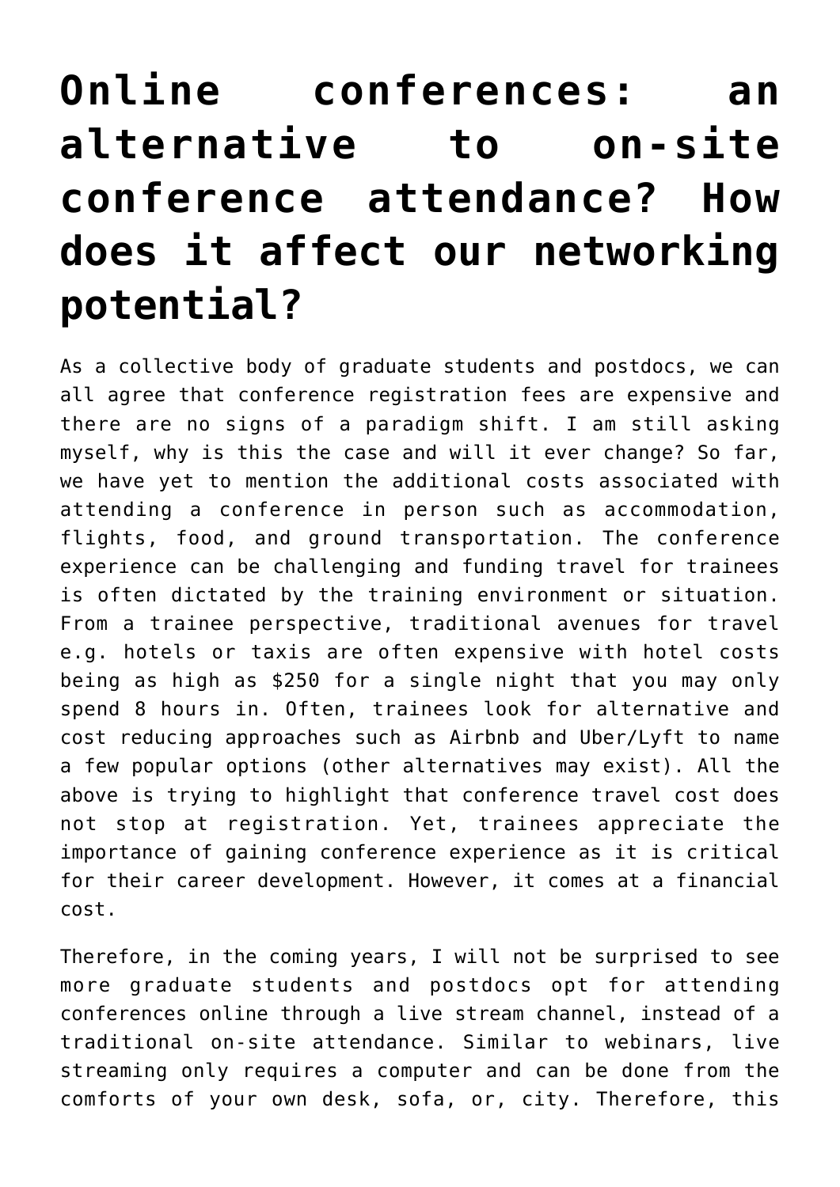# Online conferences: an alternative to on-site conference attendance? How does it affect our networking potential?

As a collective body of graduate students and postdocs, we can all agree that conference registration fees are expensive and there are no signs of a paradigm shift. I am still asking myself, why is this the case and will it ever change? So far, we have yet to mention the additional costs associated with attending a conference in person such as accommodation, flights, food, and ground transportation. The conference experience can be challenging and funding travel for trainees is often dictated by the training environment or situation. From a trainee perspective, traditional avenues for travel e.g. hotels or taxis are often expensive with hotel costs being as high as $250 for a single night that you may only spend 8 hours in. Often, trainees look for alternative and cost reducing approaches such as Airbnb and Uber/Lyft to name a few popular options (other alternatives may exist). All the above is trying to highlight that conference travel cost does not stop at registration. Yet, trainees appreciate the importance of gaining conference experience as it is critical for their career development. However, it comes at a financial cost.

Therefore, in the coming years, I will not be surprised to see more graduate students and postdocs opt for attending conferences online through a live stream channel, instead of a traditional on-site attendance. Similar to webinars, live streaming only requires a computer and can be done from the comforts of your own desk, sofa, or, city. Therefore, this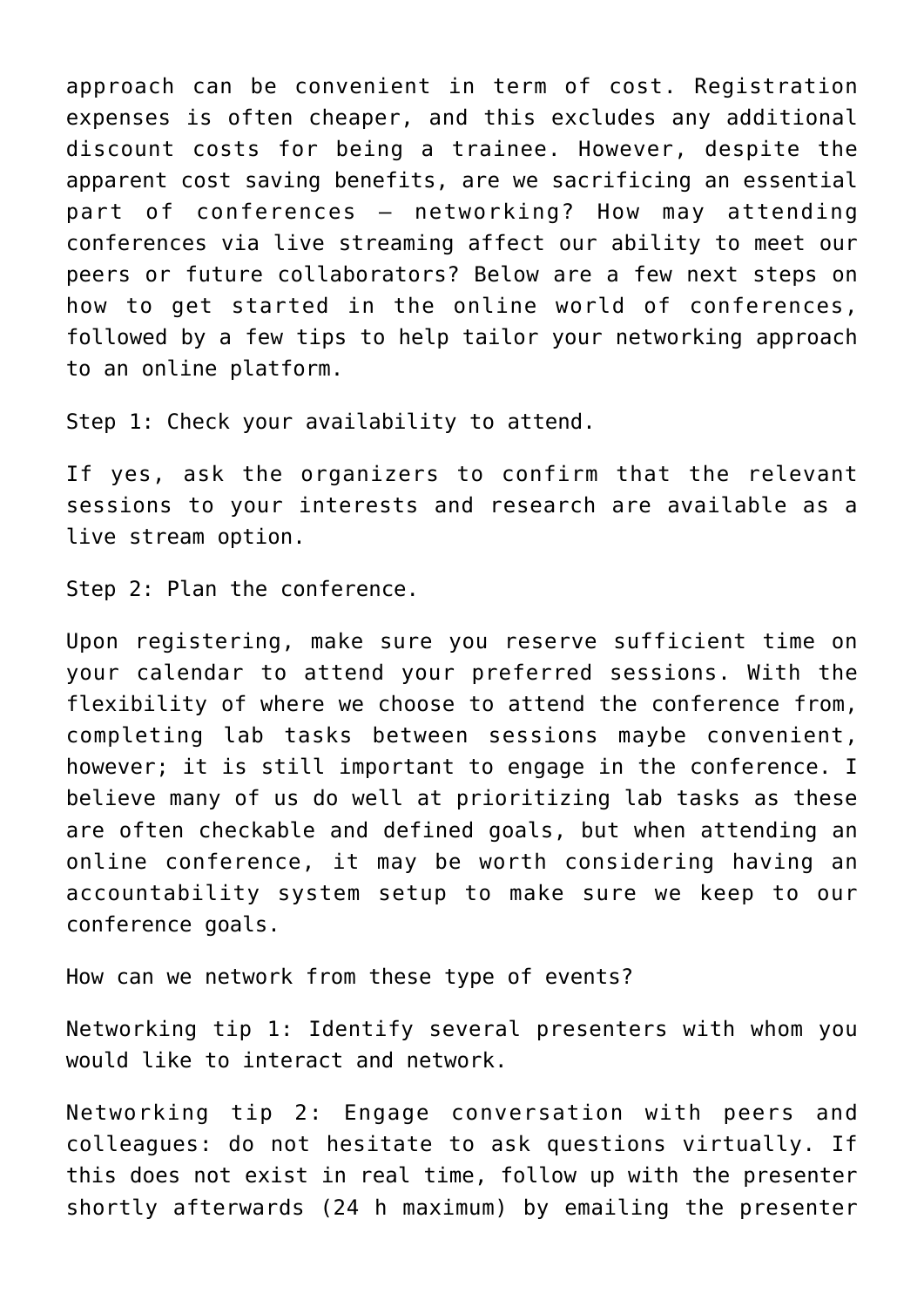approach can be convenient in term of cost. Registration expenses is often cheaper, and this excludes any additional discount costs for being a trainee. However, despite the apparent cost saving benefits, are we sacrificing an essential part of conferences – networking? How may attending conferences via live streaming affect our ability to meet our peers or future collaborators? Below are a few next steps on how to get started in the online world of conferences, followed by a few tips to help tailor your networking approach to an online platform.

Step 1: Check your availability to attend.

If yes, ask the organizers to confirm that the relevant sessions to your interests and research are available as a live stream option.

Step 2: Plan the conference.

Upon registering, make sure you reserve sufficient time on your calendar to attend your preferred sessions. With the flexibility of where we choose to attend the conference from, completing lab tasks between sessions maybe convenient, however; it is still important to engage in the conference. I believe many of us do well at prioritizing lab tasks as these are often checkable and defined goals, but when attending an online conference, it may be worth considering having an accountability system setup to make sure we keep to our conference goals.

How can we network from these type of events?

Networking tip 1: Identify several presenters with whom you would like to interact and network.

Networking tip 2: Engage conversation with peers and colleagues: do not hesitate to ask questions virtually. If this does not exist in real time, follow up with the presenter shortly afterwards (24 h maximum) by emailing the presenter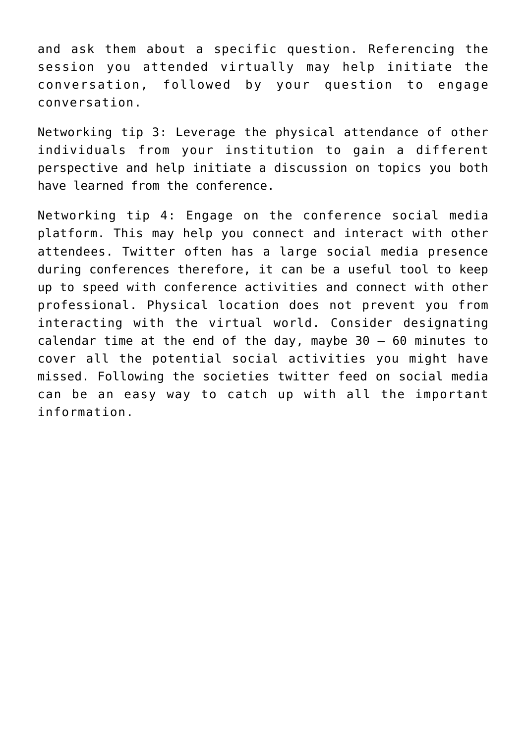and ask them about a specific question. Referencing the session you attended virtually may help initiate the conversation, followed by your question to engage conversation.

Networking tip 3: Leverage the physical attendance of other individuals from your institution to gain a different perspective and help initiate a discussion on topics you both have learned from the conference.

Networking tip 4: Engage on the conference social media platform. This may help you connect and interact with other attendees. Twitter often has a large social media presence during conferences therefore, it can be a useful tool to keep up to speed with conference activities and connect with other professional. Physical location does not prevent you from interacting with the virtual world. Consider designating calendar time at the end of the day, maybe 30 – 60 minutes to cover all the potential social activities you might have missed. Following the societies twitter feed on social media can be an easy way to catch up with all the important information.